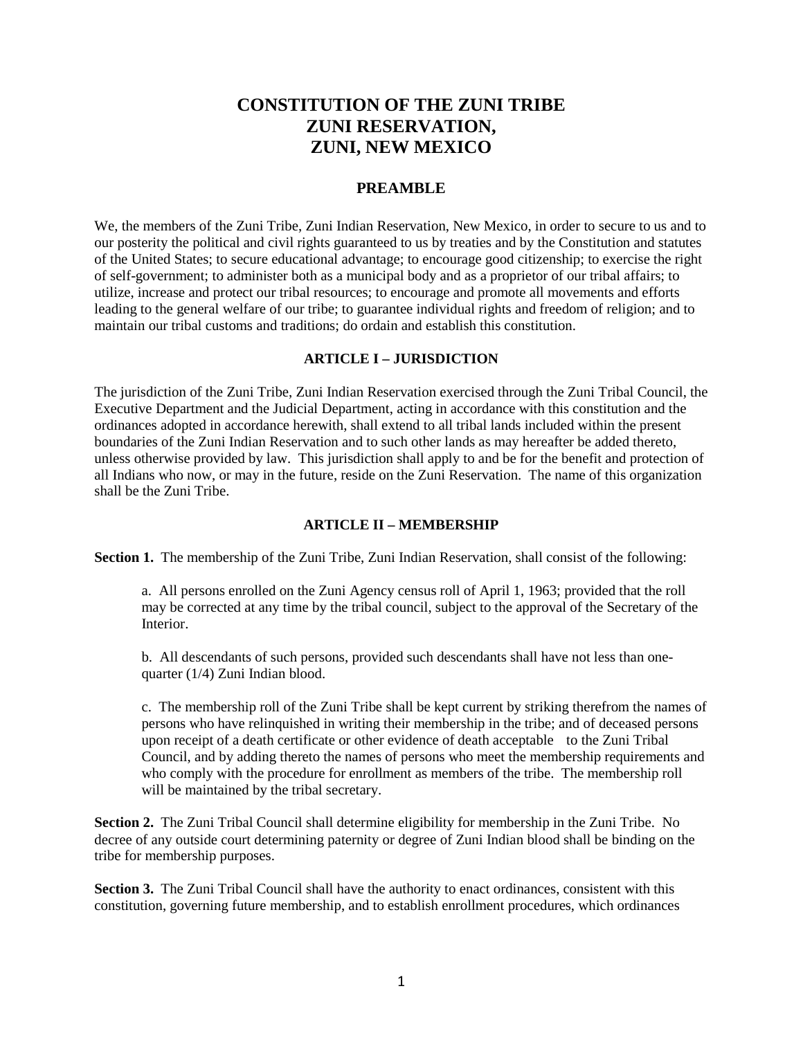# CONSTITUTION OF THE ZUNI TRIBE
# ZUNI RESERVATION,
# ZUNI, NEW MEXICO

## PREAMBLE

We, the members of the Zuni Tribe, Zuni Indian Reservation, New Mexico, in order to secure to us and to our posterity the political and civil rights guaranteed to us by treaties and by the Constitution and statutes of the United States; to secure educational advantage; to encourage good citizenship; to exercise the right of self-government; to administer both as a municipal body and as a proprietor of our tribal affairs; to utilize, increase and protect our tribal resources; to encourage and promote all movements and efforts leading to the general welfare of our tribe; to guarantee individual rights and freedom of religion; and to maintain our tribal customs and traditions; do ordain and establish this constitution.

### ARTICLE I – JURISDICTION

The jurisdiction of the Zuni Tribe, Zuni Indian Reservation exercised through the Zuni Tribal Council, the Executive Department and the Judicial Department, acting in accordance with this constitution and the ordinances adopted in accordance herewith, shall extend to all tribal lands included within the present boundaries of the Zuni Indian Reservation and to such other lands as may hereafter be added thereto, unless otherwise provided by law. This jurisdiction shall apply to and be for the benefit and protection of all Indians who now, or may in the future, reside on the Zuni Reservation. The name of this organization shall be the Zuni Tribe.

### ARTICLE II – MEMBERSHIP

**Section 1.** The membership of the Zuni Tribe, Zuni Indian Reservation, shall consist of the following:

a. All persons enrolled on the Zuni Agency census roll of April 1, 1963; provided that the roll may be corrected at any time by the tribal council, subject to the approval of the Secretary of the Interior.

b. All descendants of such persons, provided such descendants shall have not less than one-quarter (1/4) Zuni Indian blood.

c. The membership roll of the Zuni Tribe shall be kept current by striking therefrom the names of persons who have relinquished in writing their membership in the tribe; and of deceased persons upon receipt of a death certificate or other evidence of death acceptable to the Zuni Tribal Council, and by adding thereto the names of persons who meet the membership requirements and who comply with the procedure for enrollment as members of the tribe. The membership roll will be maintained by the tribal secretary.

**Section 2.** The Zuni Tribal Council shall determine eligibility for membership in the Zuni Tribe. No decree of any outside court determining paternity or degree of Zuni Indian blood shall be binding on the tribe for membership purposes.

**Section 3.** The Zuni Tribal Council shall have the authority to enact ordinances, consistent with this constitution, governing future membership, and to establish enrollment procedures, which ordinances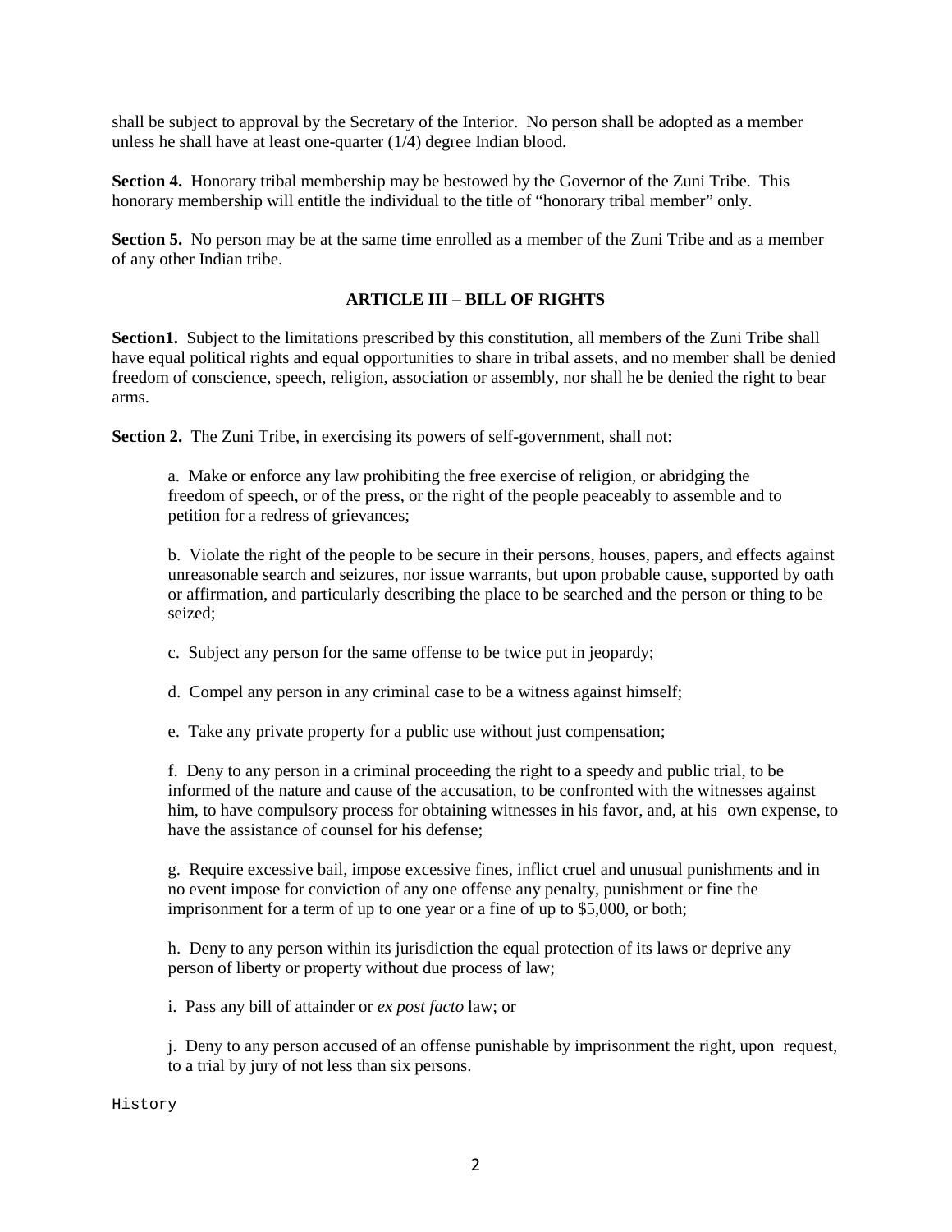shall be subject to approval by the Secretary of the Interior. No person shall be adopted as a member unless he shall have at least one-quarter (1/4) degree Indian blood.

**Section 4.** Honorary tribal membership may be bestowed by the Governor of the Zuni Tribe. This honorary membership will entitle the individual to the title of "honorary tribal member" only.

**Section 5.** No person may be at the same time enrolled as a member of the Zuni Tribe and as a member of any other Indian tribe.

## ARTICLE III – BILL OF RIGHTS

**Section1.** Subject to the limitations prescribed by this constitution, all members of the Zuni Tribe shall have equal political rights and equal opportunities to share in tribal assets, and no member shall be denied freedom of conscience, speech, religion, association or assembly, nor shall he be denied the right to bear arms.

**Section 2.** The Zuni Tribe, in exercising its powers of self-government, shall not:

a. Make or enforce any law prohibiting the free exercise of religion, or abridging the freedom of speech, or of the press, or the right of the people peaceably to assemble and to petition for a redress of grievances;

b. Violate the right of the people to be secure in their persons, houses, papers, and effects against unreasonable search and seizures, nor issue warrants, but upon probable cause, supported by oath or affirmation, and particularly describing the place to be searched and the person or thing to be seized;

c. Subject any person for the same offense to be twice put in jeopardy;

d. Compel any person in any criminal case to be a witness against himself;

e. Take any private property for a public use without just compensation;

f. Deny to any person in a criminal proceeding the right to a speedy and public trial, to be informed of the nature and cause of the accusation, to be confronted with the witnesses against him, to have compulsory process for obtaining witnesses in his favor, and, at his own expense, to have the assistance of counsel for his defense;

g. Require excessive bail, impose excessive fines, inflict cruel and unusual punishments and in no event impose for conviction of any one offense any penalty, punishment or fine the imprisonment for a term of up to one year or a fine of up to $5,000, or both;

h. Deny to any person within its jurisdiction the equal protection of its laws or deprive any person of liberty or property without due process of law;

i. Pass any bill of attainder or *ex post facto* law; or

j. Deny to any person accused of an offense punishable by imprisonment the right, upon request, to a trial by jury of not less than six persons.

History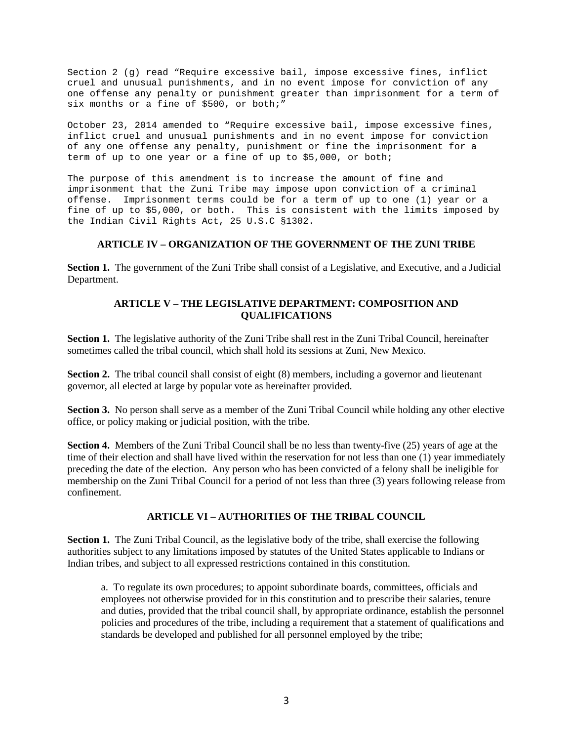Section 2 (g) read "Require excessive bail, impose excessive fines, inflict cruel and unusual punishments, and in no event impose for conviction of any one offense any penalty or punishment greater than imprisonment for a term of six months or a fine of $500, or both;"

October 23, 2014 amended to "Require excessive bail, impose excessive fines, inflict cruel and unusual punishments and in no event impose for conviction of any one offense any penalty, punishment or fine the imprisonment for a term of up to one year or a fine of up to $5,000, or both;

The purpose of this amendment is to increase the amount of fine and imprisonment that the Zuni Tribe may impose upon conviction of a criminal offense. Imprisonment terms could be for a term of up to one (1) year or a fine of up to $5,000, or both. This is consistent with the limits imposed by the Indian Civil Rights Act, 25 U.S.C §1302.

## ARTICLE IV – ORGANIZATION OF THE GOVERNMENT OF THE ZUNI TRIBE

**Section 1.** The government of the Zuni Tribe shall consist of a Legislative, and Executive, and a Judicial Department.

## ARTICLE V – THE LEGISLATIVE DEPARTMENT: COMPOSITION AND QUALIFICATIONS

**Section 1.** The legislative authority of the Zuni Tribe shall rest in the Zuni Tribal Council, hereinafter sometimes called the tribal council, which shall hold its sessions at Zuni, New Mexico.

**Section 2.** The tribal council shall consist of eight (8) members, including a governor and lieutenant governor, all elected at large by popular vote as hereinafter provided.

**Section 3.** No person shall serve as a member of the Zuni Tribal Council while holding any other elective office, or policy making or judicial position, with the tribe.

**Section 4.** Members of the Zuni Tribal Council shall be no less than twenty-five (25) years of age at the time of their election and shall have lived within the reservation for not less than one (1) year immediately preceding the date of the election. Any person who has been convicted of a felony shall be ineligible for membership on the Zuni Tribal Council for a period of not less than three (3) years following release from confinement.

## ARTICLE VI – AUTHORITIES OF THE TRIBAL COUNCIL

**Section 1.** The Zuni Tribal Council, as the legislative body of the tribe, shall exercise the following authorities subject to any limitations imposed by statutes of the United States applicable to Indians or Indian tribes, and subject to all expressed restrictions contained in this constitution.

a. To regulate its own procedures; to appoint subordinate boards, committees, officials and employees not otherwise provided for in this constitution and to prescribe their salaries, tenure and duties, provided that the tribal council shall, by appropriate ordinance, establish the personnel policies and procedures of the tribe, including a requirement that a statement of qualifications and standards be developed and published for all personnel employed by the tribe;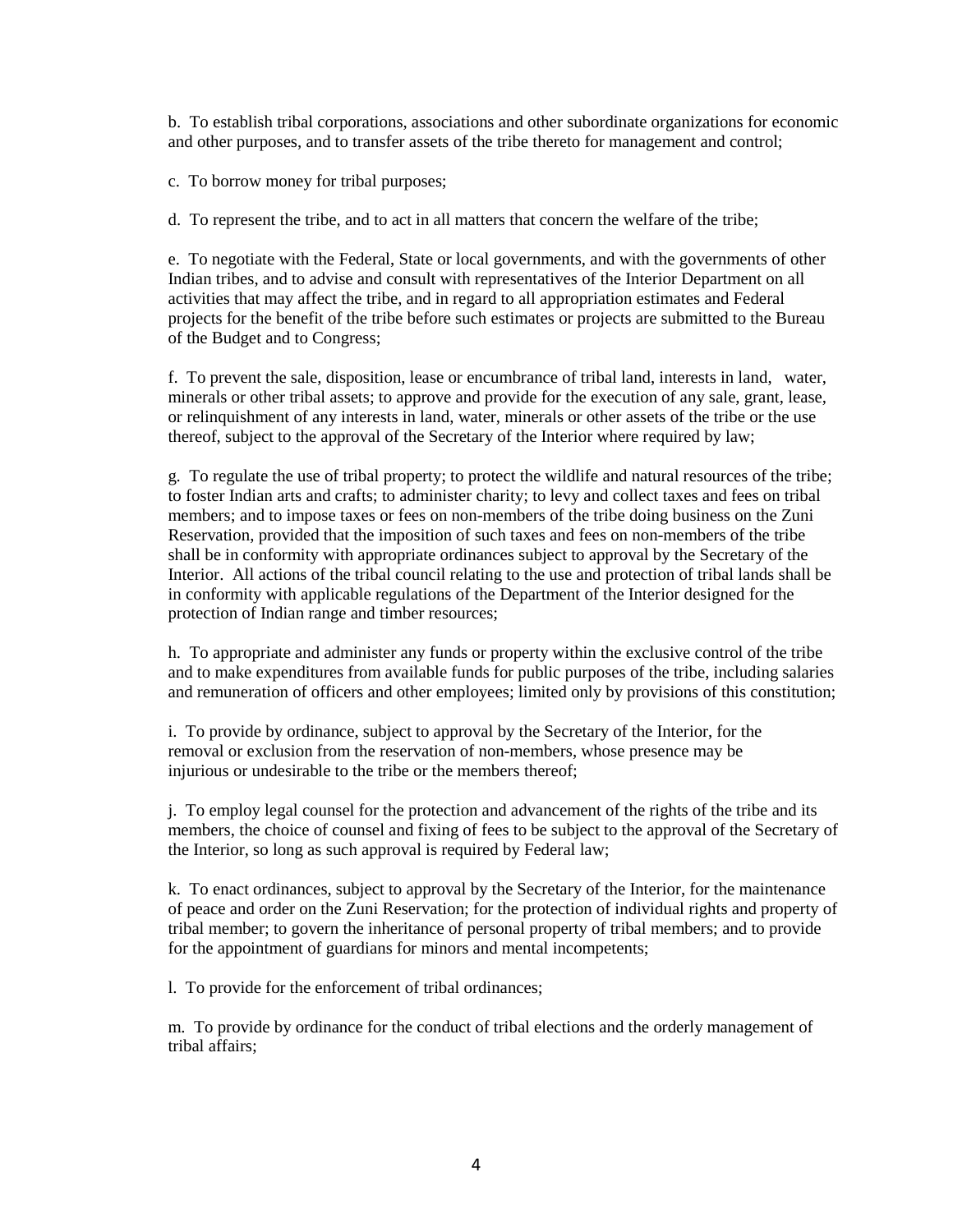b. To establish tribal corporations, associations and other subordinate organizations for economic and other purposes, and to transfer assets of the tribe thereto for management and control;

c. To borrow money for tribal purposes;

d. To represent the tribe, and to act in all matters that concern the welfare of the tribe;

e. To negotiate with the Federal, State or local governments, and with the governments of other Indian tribes, and to advise and consult with representatives of the Interior Department on all activities that may affect the tribe, and in regard to all appropriation estimates and Federal projects for the benefit of the tribe before such estimates or projects are submitted to the Bureau of the Budget and to Congress;

f. To prevent the sale, disposition, lease or encumbrance of tribal land, interests in land, water, minerals or other tribal assets; to approve and provide for the execution of any sale, grant, lease, or relinquishment of any interests in land, water, minerals or other assets of the tribe or the use thereof, subject to the approval of the Secretary of the Interior where required by law;

g. To regulate the use of tribal property; to protect the wildlife and natural resources of the tribe; to foster Indian arts and crafts; to administer charity; to levy and collect taxes and fees on tribal members; and to impose taxes or fees on non-members of the tribe doing business on the Zuni Reservation, provided that the imposition of such taxes and fees on non-members of the tribe shall be in conformity with appropriate ordinances subject to approval by the Secretary of the Interior. All actions of the tribal council relating to the use and protection of tribal lands shall be in conformity with applicable regulations of the Department of the Interior designed for the protection of Indian range and timber resources;

h. To appropriate and administer any funds or property within the exclusive control of the tribe and to make expenditures from available funds for public purposes of the tribe, including salaries and remuneration of officers and other employees; limited only by provisions of this constitution;

i. To provide by ordinance, subject to approval by the Secretary of the Interior, for the removal or exclusion from the reservation of non-members, whose presence may be injurious or undesirable to the tribe or the members thereof;

j. To employ legal counsel for the protection and advancement of the rights of the tribe and its members, the choice of counsel and fixing of fees to be subject to the approval of the Secretary of the Interior, so long as such approval is required by Federal law;

k. To enact ordinances, subject to approval by the Secretary of the Interior, for the maintenance of peace and order on the Zuni Reservation; for the protection of individual rights and property of tribal member; to govern the inheritance of personal property of tribal members; and to provide for the appointment of guardians for minors and mental incompetents;

l. To provide for the enforcement of tribal ordinances;

m. To provide by ordinance for the conduct of tribal elections and the orderly management of tribal affairs;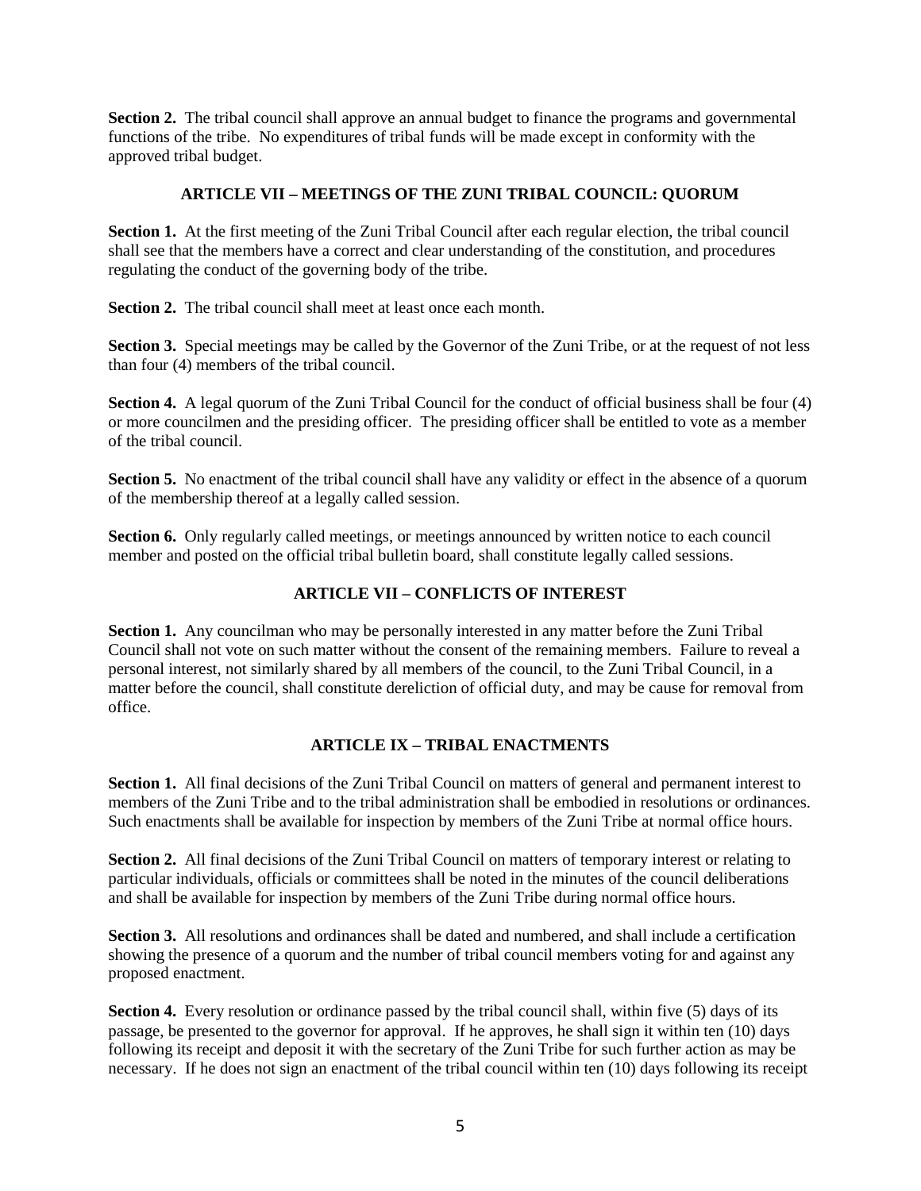**Section 2.** The tribal council shall approve an annual budget to finance the programs and governmental functions of the tribe. No expenditures of tribal funds will be made except in conformity with the approved tribal budget.

## ARTICLE VII – MEETINGS OF THE ZUNI TRIBAL COUNCIL: QUORUM

**Section 1.** At the first meeting of the Zuni Tribal Council after each regular election, the tribal council shall see that the members have a correct and clear understanding of the constitution, and procedures regulating the conduct of the governing body of the tribe.

**Section 2.** The tribal council shall meet at least once each month.

**Section 3.** Special meetings may be called by the Governor of the Zuni Tribe, or at the request of not less than four (4) members of the tribal council.

**Section 4.** A legal quorum of the Zuni Tribal Council for the conduct of official business shall be four (4) or more councilmen and the presiding officer. The presiding officer shall be entitled to vote as a member of the tribal council.

**Section 5.** No enactment of the tribal council shall have any validity or effect in the absence of a quorum of the membership thereof at a legally called session.

**Section 6.** Only regularly called meetings, or meetings announced by written notice to each council member and posted on the official tribal bulletin board, shall constitute legally called sessions.

## ARTICLE VII – CONFLICTS OF INTEREST

**Section 1.** Any councilman who may be personally interested in any matter before the Zuni Tribal Council shall not vote on such matter without the consent of the remaining members. Failure to reveal a personal interest, not similarly shared by all members of the council, to the Zuni Tribal Council, in a matter before the council, shall constitute dereliction of official duty, and may be cause for removal from office.

## ARTICLE IX – TRIBAL ENACTMENTS

**Section 1.** All final decisions of the Zuni Tribal Council on matters of general and permanent interest to members of the Zuni Tribe and to the tribal administration shall be embodied in resolutions or ordinances. Such enactments shall be available for inspection by members of the Zuni Tribe at normal office hours.

**Section 2.** All final decisions of the Zuni Tribal Council on matters of temporary interest or relating to particular individuals, officials or committees shall be noted in the minutes of the council deliberations and shall be available for inspection by members of the Zuni Tribe during normal office hours.

**Section 3.** All resolutions and ordinances shall be dated and numbered, and shall include a certification showing the presence of a quorum and the number of tribal council members voting for and against any proposed enactment.

**Section 4.** Every resolution or ordinance passed by the tribal council shall, within five (5) days of its passage, be presented to the governor for approval. If he approves, he shall sign it within ten (10) days following its receipt and deposit it with the secretary of the Zuni Tribe for such further action as may be necessary. If he does not sign an enactment of the tribal council within ten (10) days following its receipt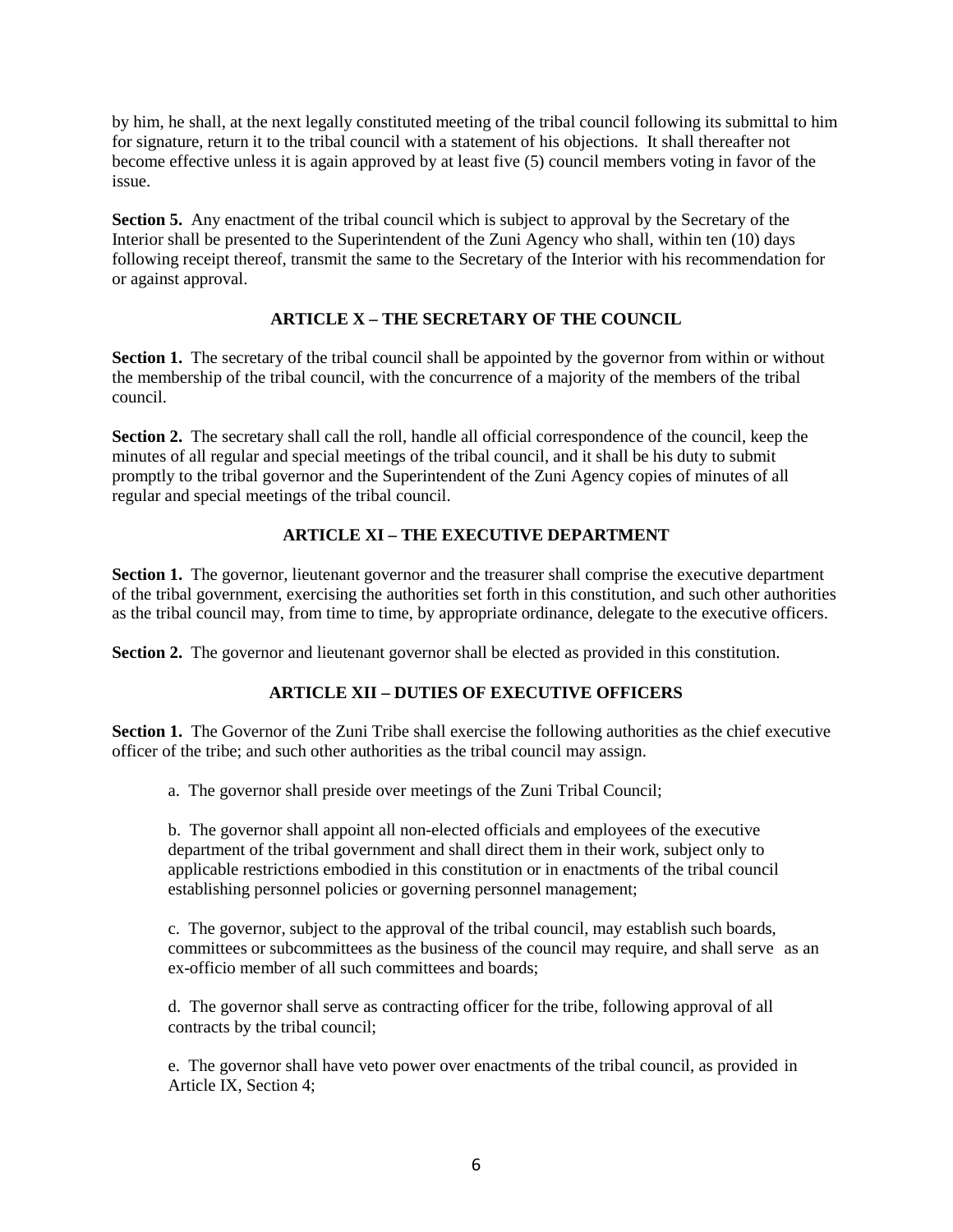by him, he shall, at the next legally constituted meeting of the tribal council following its submittal to him for signature, return it to the tribal council with a statement of his objections. It shall thereafter not become effective unless it is again approved by at least five (5) council members voting in favor of the issue.

**Section 5.** Any enactment of the tribal council which is subject to approval by the Secretary of the Interior shall be presented to the Superintendent of the Zuni Agency who shall, within ten (10) days following receipt thereof, transmit the same to the Secretary of the Interior with his recommendation for or against approval.

## ARTICLE X – THE SECRETARY OF THE COUNCIL

**Section 1.** The secretary of the tribal council shall be appointed by the governor from within or without the membership of the tribal council, with the concurrence of a majority of the members of the tribal council.

**Section 2.** The secretary shall call the roll, handle all official correspondence of the council, keep the minutes of all regular and special meetings of the tribal council, and it shall be his duty to submit promptly to the tribal governor and the Superintendent of the Zuni Agency copies of minutes of all regular and special meetings of the tribal council.

## ARTICLE XI – THE EXECUTIVE DEPARTMENT

**Section 1.** The governor, lieutenant governor and the treasurer shall comprise the executive department of the tribal government, exercising the authorities set forth in this constitution, and such other authorities as the tribal council may, from time to time, by appropriate ordinance, delegate to the executive officers.

**Section 2.** The governor and lieutenant governor shall be elected as provided in this constitution.

## ARTICLE XII – DUTIES OF EXECUTIVE OFFICERS

**Section 1.** The Governor of the Zuni Tribe shall exercise the following authorities as the chief executive officer of the tribe; and such other authorities as the tribal council may assign.

a. The governor shall preside over meetings of the Zuni Tribal Council;

b. The governor shall appoint all non-elected officials and employees of the executive department of the tribal government and shall direct them in their work, subject only to applicable restrictions embodied in this constitution or in enactments of the tribal council establishing personnel policies or governing personnel management;

c. The governor, subject to the approval of the tribal council, may establish such boards, committees or subcommittees as the business of the council may require, and shall serve as an ex-officio member of all such committees and boards;

d. The governor shall serve as contracting officer for the tribe, following approval of all contracts by the tribal council;

e. The governor shall have veto power over enactments of the tribal council, as provided in Article IX, Section 4;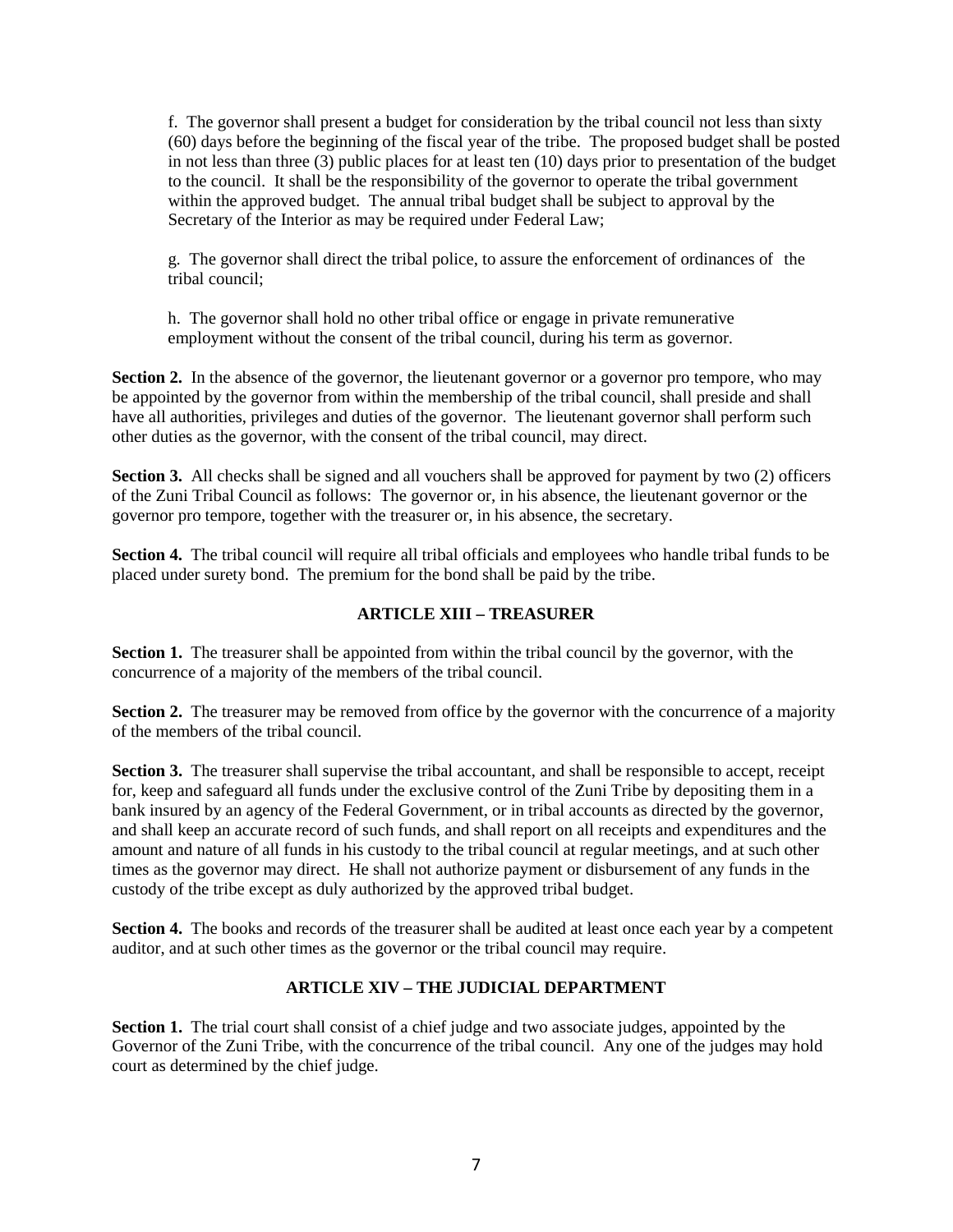f. The governor shall present a budget for consideration by the tribal council not less than sixty (60) days before the beginning of the fiscal year of the tribe. The proposed budget shall be posted in not less than three (3) public places for at least ten (10) days prior to presentation of the budget to the council. It shall be the responsibility of the governor to operate the tribal government within the approved budget. The annual tribal budget shall be subject to approval by the Secretary of the Interior as may be required under Federal Law;

g. The governor shall direct the tribal police, to assure the enforcement of ordinances of the tribal council;

h. The governor shall hold no other tribal office or engage in private remunerative employment without the consent of the tribal council, during his term as governor.

**Section 2.** In the absence of the governor, the lieutenant governor or a governor pro tempore, who may be appointed by the governor from within the membership of the tribal council, shall preside and shall have all authorities, privileges and duties of the governor. The lieutenant governor shall perform such other duties as the governor, with the consent of the tribal council, may direct.

**Section 3.** All checks shall be signed and all vouchers shall be approved for payment by two (2) officers of the Zuni Tribal Council as follows: The governor or, in his absence, the lieutenant governor or the governor pro tempore, together with the treasurer or, in his absence, the secretary.

**Section 4.** The tribal council will require all tribal officials and employees who handle tribal funds to be placed under surety bond. The premium for the bond shall be paid by the tribe.

## ARTICLE XIII – TREASURER

**Section 1.** The treasurer shall be appointed from within the tribal council by the governor, with the concurrence of a majority of the members of the tribal council.

**Section 2.** The treasurer may be removed from office by the governor with the concurrence of a majority of the members of the tribal council.

**Section 3.** The treasurer shall supervise the tribal accountant, and shall be responsible to accept, receipt for, keep and safeguard all funds under the exclusive control of the Zuni Tribe by depositing them in a bank insured by an agency of the Federal Government, or in tribal accounts as directed by the governor, and shall keep an accurate record of such funds, and shall report on all receipts and expenditures and the amount and nature of all funds in his custody to the tribal council at regular meetings, and at such other times as the governor may direct. He shall not authorize payment or disbursement of any funds in the custody of the tribe except as duly authorized by the approved tribal budget.

**Section 4.** The books and records of the treasurer shall be audited at least once each year by a competent auditor, and at such other times as the governor or the tribal council may require.

## ARTICLE XIV – THE JUDICIAL DEPARTMENT

**Section 1.** The trial court shall consist of a chief judge and two associate judges, appointed by the Governor of the Zuni Tribe, with the concurrence of the tribal council. Any one of the judges may hold court as determined by the chief judge.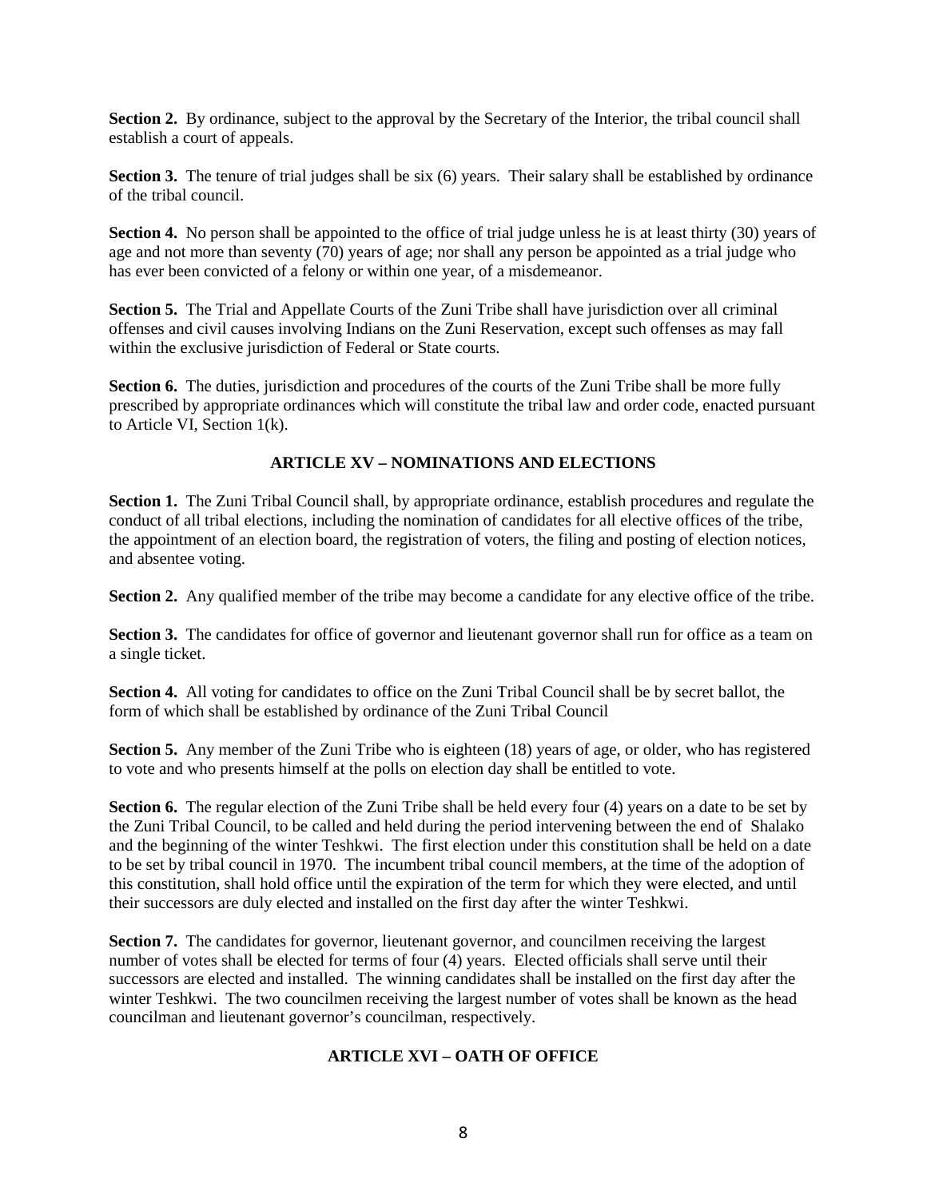**Section 2.** By ordinance, subject to the approval by the Secretary of the Interior, the tribal council shall establish a court of appeals.

**Section 3.** The tenure of trial judges shall be six (6) years. Their salary shall be established by ordinance of the tribal council.

**Section 4.** No person shall be appointed to the office of trial judge unless he is at least thirty (30) years of age and not more than seventy (70) years of age; nor shall any person be appointed as a trial judge who has ever been convicted of a felony or within one year, of a misdemeanor.

**Section 5.** The Trial and Appellate Courts of the Zuni Tribe shall have jurisdiction over all criminal offenses and civil causes involving Indians on the Zuni Reservation, except such offenses as may fall within the exclusive jurisdiction of Federal or State courts.

**Section 6.** The duties, jurisdiction and procedures of the courts of the Zuni Tribe shall be more fully prescribed by appropriate ordinances which will constitute the tribal law and order code, enacted pursuant to Article VI, Section 1(k).

## ARTICLE XV – NOMINATIONS AND ELECTIONS

**Section 1.** The Zuni Tribal Council shall, by appropriate ordinance, establish procedures and regulate the conduct of all tribal elections, including the nomination of candidates for all elective offices of the tribe, the appointment of an election board, the registration of voters, the filing and posting of election notices, and absentee voting.

**Section 2.** Any qualified member of the tribe may become a candidate for any elective office of the tribe.

**Section 3.** The candidates for office of governor and lieutenant governor shall run for office as a team on a single ticket.

**Section 4.** All voting for candidates to office on the Zuni Tribal Council shall be by secret ballot, the form of which shall be established by ordinance of the Zuni Tribal Council

**Section 5.** Any member of the Zuni Tribe who is eighteen (18) years of age, or older, who has registered to vote and who presents himself at the polls on election day shall be entitled to vote.

**Section 6.** The regular election of the Zuni Tribe shall be held every four (4) years on a date to be set by the Zuni Tribal Council, to be called and held during the period intervening between the end of Shalako and the beginning of the winter Teshkwi. The first election under this constitution shall be held on a date to be set by tribal council in 1970. The incumbent tribal council members, at the time of the adoption of this constitution, shall hold office until the expiration of the term for which they were elected, and until their successors are duly elected and installed on the first day after the winter Teshkwi.

**Section 7.** The candidates for governor, lieutenant governor, and councilmen receiving the largest number of votes shall be elected for terms of four (4) years. Elected officials shall serve until their successors are elected and installed. The winning candidates shall be installed on the first day after the winter Teshkwi. The two councilmen receiving the largest number of votes shall be known as the head councilman and lieutenant governor's councilman, respectively.

## ARTICLE XVI – OATH OF OFFICE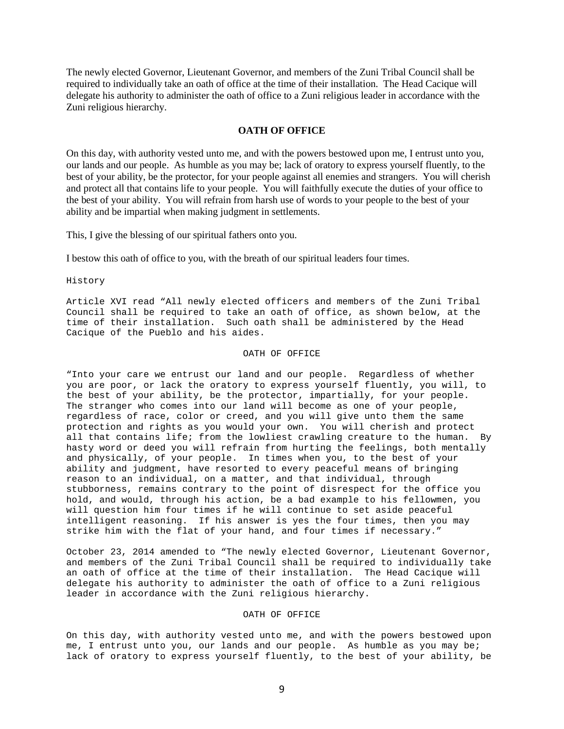The newly elected Governor, Lieutenant Governor, and members of the Zuni Tribal Council shall be required to individually take an oath of office at the time of their installation. The Head Cacique will delegate his authority to administer the oath of office to a Zuni religious leader in accordance with the Zuni religious hierarchy.

### OATH OF OFFICE

On this day, with authority vested unto me, and with the powers bestowed upon me, I entrust unto you, our lands and our people. As humble as you may be; lack of oratory to express yourself fluently, to the best of your ability, be the protector, for your people against all enemies and strangers. You will cherish and protect all that contains life to your people. You will faithfully execute the duties of your office to the best of your ability. You will refrain from harsh use of words to your people to the best of your ability and be impartial when making judgment in settlements.

This, I give the blessing of our spiritual fathers onto you.

I bestow this oath of office to you, with the breath of our spiritual leaders four times.

History

Article XVI read "All newly elected officers and members of the Zuni Tribal Council shall be required to take an oath of office, as shown below, at the time of their installation. Such oath shall be administered by the Head Cacique of the Pueblo and his aides.

OATH OF OFFICE

"Into your care we entrust our land and our people. Regardless of whether you are poor, or lack the oratory to express yourself fluently, you will, to the best of your ability, be the protector, impartially, for your people. The stranger who comes into our land will become as one of your people, regardless of race, color or creed, and you will give unto them the same protection and rights as you would your own. You will cherish and protect all that contains life; from the lowliest crawling creature to the human. By hasty word or deed you will refrain from hurting the feelings, both mentally and physically, of your people. In times when you, to the best of your ability and judgment, have resorted to every peaceful means of bringing reason to an individual, on a matter, and that individual, through stubborness, remains contrary to the point of disrespect for the office you hold, and would, through his action, be a bad example to his fellowmen, you will question him four times if he will continue to set aside peaceful intelligent reasoning. If his answer is yes the four times, then you may strike him with the flat of your hand, and four times if necessary."

October 23, 2014 amended to "The newly elected Governor, Lieutenant Governor, and members of the Zuni Tribal Council shall be required to individually take an oath of office at the time of their installation. The Head Cacique will delegate his authority to administer the oath of office to a Zuni religious leader in accordance with the Zuni religious hierarchy.

OATH OF OFFICE

On this day, with authority vested unto me, and with the powers bestowed upon me, I entrust unto you, our lands and our people. As humble as you may be; lack of oratory to express yourself fluently, to the best of your ability, be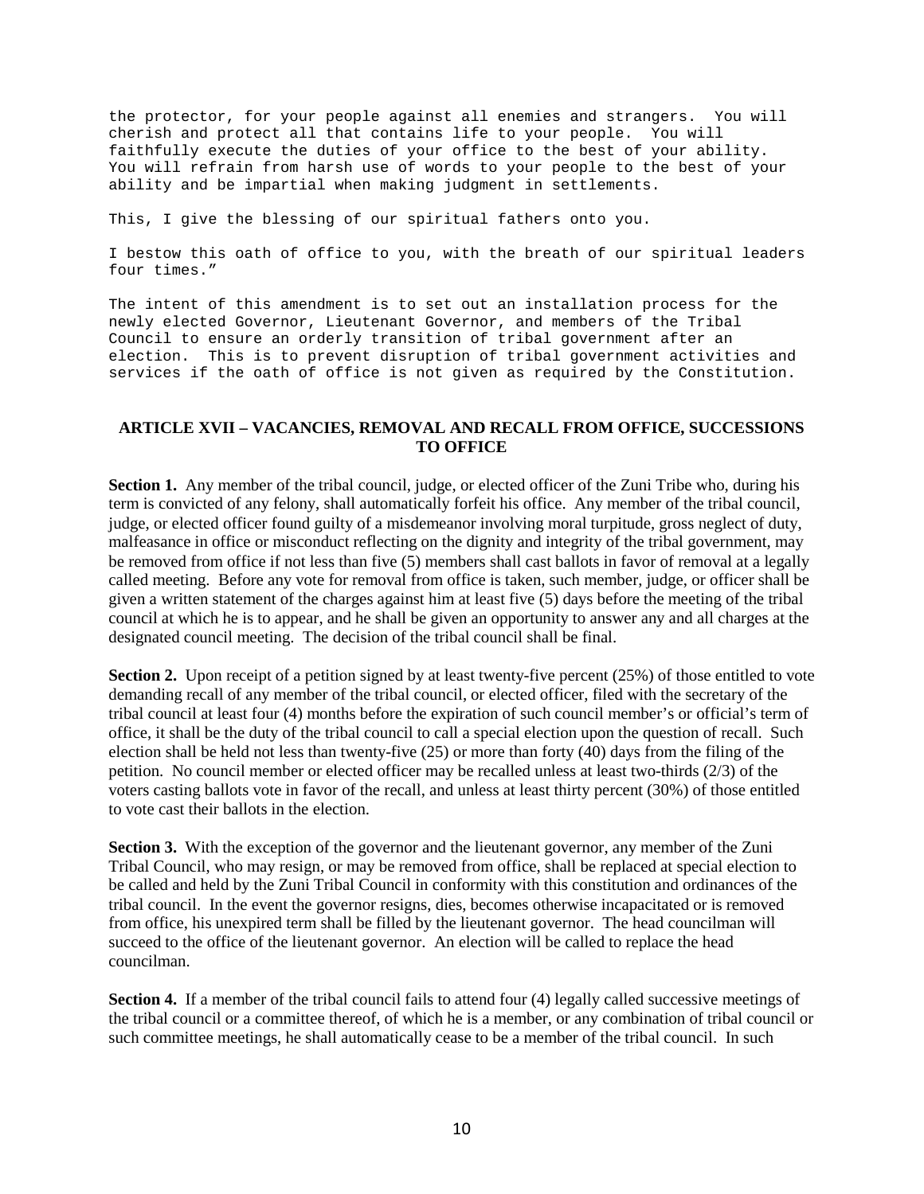the protector, for your people against all enemies and strangers. You will cherish and protect all that contains life to your people. You will faithfully execute the duties of your office to the best of your ability. You will refrain from harsh use of words to your people to the best of your ability and be impartial when making judgment in settlements.

This, I give the blessing of our spiritual fathers onto you.

I bestow this oath of office to you, with the breath of our spiritual leaders four times."

The intent of this amendment is to set out an installation process for the newly elected Governor, Lieutenant Governor, and members of the Tribal Council to ensure an orderly transition of tribal government after an election. This is to prevent disruption of tribal government activities and services if the oath of office is not given as required by the Constitution.

## ARTICLE XVII – VACANCIES, REMOVAL AND RECALL FROM OFFICE, SUCCESSIONS TO OFFICE

**Section 1.** Any member of the tribal council, judge, or elected officer of the Zuni Tribe who, during his term is convicted of any felony, shall automatically forfeit his office. Any member of the tribal council, judge, or elected officer found guilty of a misdemeanor involving moral turpitude, gross neglect of duty, malfeasance in office or misconduct reflecting on the dignity and integrity of the tribal government, may be removed from office if not less than five (5) members shall cast ballots in favor of removal at a legally called meeting. Before any vote for removal from office is taken, such member, judge, or officer shall be given a written statement of the charges against him at least five (5) days before the meeting of the tribal council at which he is to appear, and he shall be given an opportunity to answer any and all charges at the designated council meeting. The decision of the tribal council shall be final.

**Section 2.** Upon receipt of a petition signed by at least twenty-five percent (25%) of those entitled to vote demanding recall of any member of the tribal council, or elected officer, filed with the secretary of the tribal council at least four (4) months before the expiration of such council member's or official's term of office, it shall be the duty of the tribal council to call a special election upon the question of recall. Such election shall be held not less than twenty-five (25) or more than forty (40) days from the filing of the petition. No council member or elected officer may be recalled unless at least two-thirds (2/3) of the voters casting ballots vote in favor of the recall, and unless at least thirty percent (30%) of those entitled to vote cast their ballots in the election.

**Section 3.** With the exception of the governor and the lieutenant governor, any member of the Zuni Tribal Council, who may resign, or may be removed from office, shall be replaced at special election to be called and held by the Zuni Tribal Council in conformity with this constitution and ordinances of the tribal council. In the event the governor resigns, dies, becomes otherwise incapacitated or is removed from office, his unexpired term shall be filled by the lieutenant governor. The head councilman will succeed to the office of the lieutenant governor. An election will be called to replace the head councilman.

**Section 4.** If a member of the tribal council fails to attend four (4) legally called successive meetings of the tribal council or a committee thereof, of which he is a member, or any combination of tribal council or such committee meetings, he shall automatically cease to be a member of the tribal council. In such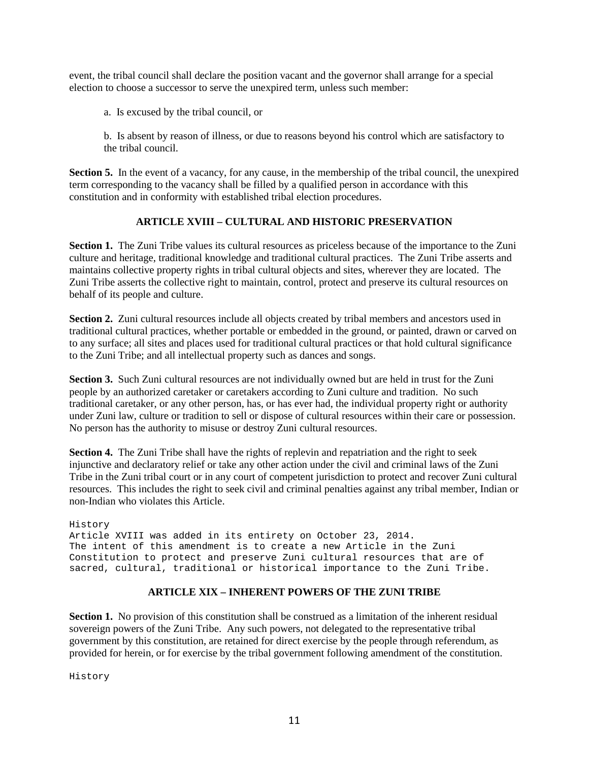event, the tribal council shall declare the position vacant and the governor shall arrange for a special election to choose a successor to serve the unexpired term, unless such member:

a. Is excused by the tribal council, or

b. Is absent by reason of illness, or due to reasons beyond his control which are satisfactory to the tribal council.

**Section 5.** In the event of a vacancy, for any cause, in the membership of the tribal council, the unexpired term corresponding to the vacancy shall be filled by a qualified person in accordance with this constitution and in conformity with established tribal election procedures.

## ARTICLE XVIII – CULTURAL AND HISTORIC PRESERVATION

**Section 1.** The Zuni Tribe values its cultural resources as priceless because of the importance to the Zuni culture and heritage, traditional knowledge and traditional cultural practices. The Zuni Tribe asserts and maintains collective property rights in tribal cultural objects and sites, wherever they are located. The Zuni Tribe asserts the collective right to maintain, control, protect and preserve its cultural resources on behalf of its people and culture.

**Section 2.** Zuni cultural resources include all objects created by tribal members and ancestors used in traditional cultural practices, whether portable or embedded in the ground, or painted, drawn or carved on to any surface; all sites and places used for traditional cultural practices or that hold cultural significance to the Zuni Tribe; and all intellectual property such as dances and songs.

**Section 3.** Such Zuni cultural resources are not individually owned but are held in trust for the Zuni people by an authorized caretaker or caretakers according to Zuni culture and tradition. No such traditional caretaker, or any other person, has, or has ever had, the individual property right or authority under Zuni law, culture or tradition to sell or dispose of cultural resources within their care or possession. No person has the authority to misuse or destroy Zuni cultural resources.

**Section 4.** The Zuni Tribe shall have the rights of replevin and repatriation and the right to seek injunctive and declaratory relief or take any other action under the civil and criminal laws of the Zuni Tribe in the Zuni tribal court or in any court of competent jurisdiction to protect and recover Zuni cultural resources. This includes the right to seek civil and criminal penalties against any tribal member, Indian or non-Indian who violates this Article.

```
History
Article XVIII was added in its entirety on October 23, 2014.
The intent of this amendment is to create a new Article in the Zuni
Constitution to protect and preserve Zuni cultural resources that are of
sacred, cultural, traditional or historical importance to the Zuni Tribe.
```

## ARTICLE XIX – INHERENT POWERS OF THE ZUNI TRIBE

**Section 1.** No provision of this constitution shall be construed as a limitation of the inherent residual sovereign powers of the Zuni Tribe. Any such powers, not delegated to the representative tribal government by this constitution, are retained for direct exercise by the people through referendum, as provided for herein, or for exercise by the tribal government following amendment of the constitution.

```
History
```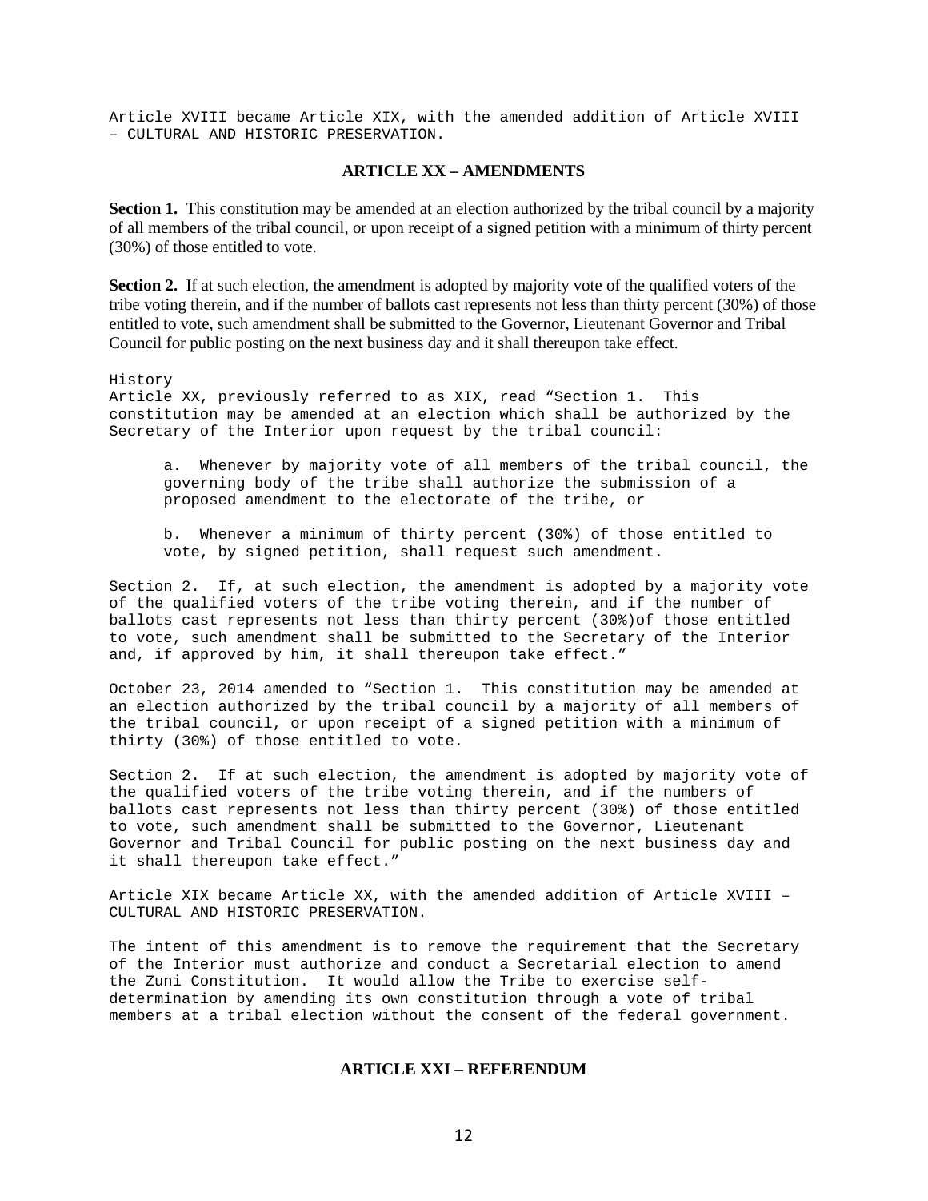Article XVIII became Article XIX, with the amended addition of Article XVIII – CULTURAL AND HISTORIC PRESERVATION.

## ARTICLE XX – AMENDMENTS

**Section 1.** This constitution may be amended at an election authorized by the tribal council by a majority of all members of the tribal council, or upon receipt of a signed petition with a minimum of thirty percent (30%) of those entitled to vote.

**Section 2.** If at such election, the amendment is adopted by majority vote of the qualified voters of the tribe voting therein, and if the number of ballots cast represents not less than thirty percent (30%) of those entitled to vote, such amendment shall be submitted to the Governor, Lieutenant Governor and Tribal Council for public posting on the next business day and it shall thereupon take effect.

History
Article XX, previously referred to as XIX, read "Section 1. This constitution may be amended at an election which shall be authorized by the Secretary of the Interior upon request by the tribal council:

a. Whenever by majority vote of all members of the tribal council, the governing body of the tribe shall authorize the submission of a proposed amendment to the electorate of the tribe, or

b. Whenever a minimum of thirty percent (30%) of those entitled to vote, by signed petition, shall request such amendment.

Section 2. If, at such election, the amendment is adopted by a majority vote of the qualified voters of the tribe voting therein, and if the number of ballots cast represents not less than thirty percent (30%)of those entitled to vote, such amendment shall be submitted to the Secretary of the Interior and, if approved by him, it shall thereupon take effect."

October 23, 2014 amended to "Section 1. This constitution may be amended at an election authorized by the tribal council by a majority of all members of the tribal council, or upon receipt of a signed petition with a minimum of thirty (30%) of those entitled to vote.

Section 2. If at such election, the amendment is adopted by majority vote of the qualified voters of the tribe voting therein, and if the numbers of ballots cast represents not less than thirty percent (30%) of those entitled to vote, such amendment shall be submitted to the Governor, Lieutenant Governor and Tribal Council for public posting on the next business day and it shall thereupon take effect."

Article XIX became Article XX, with the amended addition of Article XVIII – CULTURAL AND HISTORIC PRESERVATION.

The intent of this amendment is to remove the requirement that the Secretary of the Interior must authorize and conduct a Secretarial election to amend the Zuni Constitution. It would allow the Tribe to exercise self-determination by amending its own constitution through a vote of tribal members at a tribal election without the consent of the federal government.

## ARTICLE XXI – REFERENDUM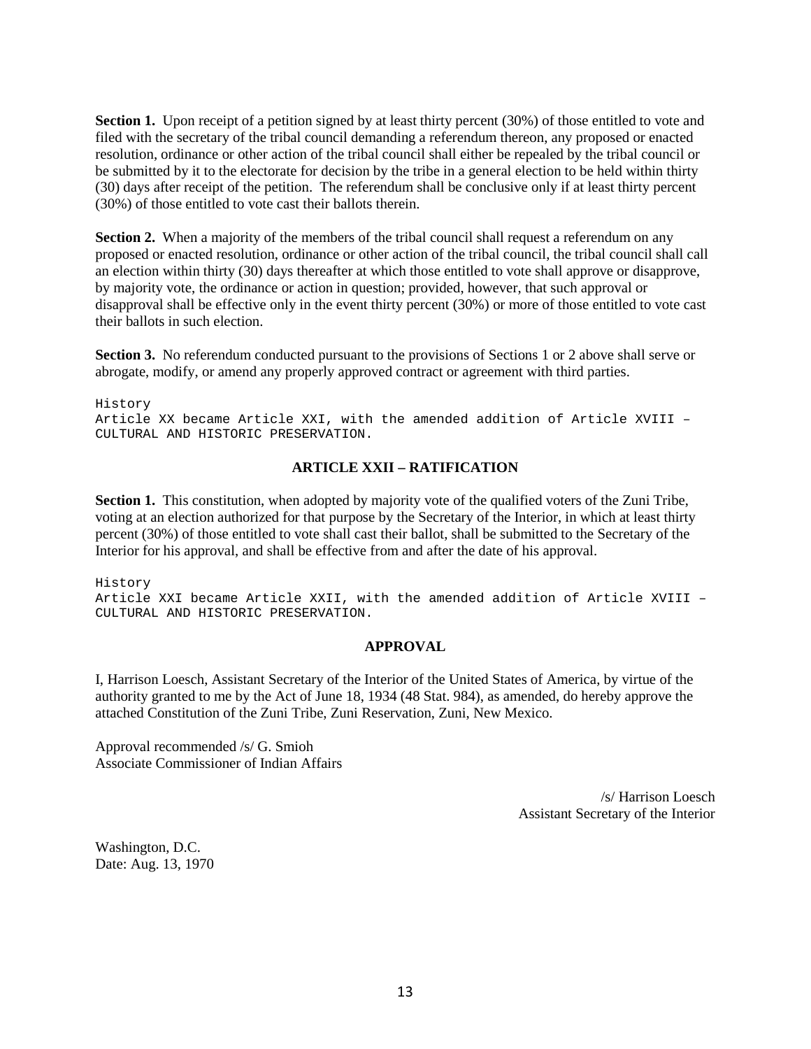**Section 1.** Upon receipt of a petition signed by at least thirty percent (30%) of those entitled to vote and filed with the secretary of the tribal council demanding a referendum thereon, any proposed or enacted resolution, ordinance or other action of the tribal council shall either be repealed by the tribal council or be submitted by it to the electorate for decision by the tribe in a general election to be held within thirty (30) days after receipt of the petition. The referendum shall be conclusive only if at least thirty percent (30%) of those entitled to vote cast their ballots therein.

**Section 2.** When a majority of the members of the tribal council shall request a referendum on any proposed or enacted resolution, ordinance or other action of the tribal council, the tribal council shall call an election within thirty (30) days thereafter at which those entitled to vote shall approve or disapprove, by majority vote, the ordinance or action in question; provided, however, that such approval or disapproval shall be effective only in the event thirty percent (30%) or more of those entitled to vote cast their ballots in such election.

**Section 3.** No referendum conducted pursuant to the provisions of Sections 1 or 2 above shall serve or abrogate, modify, or amend any properly approved contract or agreement with third parties.

```
History
Article XX became Article XXI, with the amended addition of Article XVIII –
CULTURAL AND HISTORIC PRESERVATION.
```

## ARTICLE XXII – RATIFICATION

**Section 1.** This constitution, when adopted by majority vote of the qualified voters of the Zuni Tribe, voting at an election authorized for that purpose by the Secretary of the Interior, in which at least thirty percent (30%) of those entitled to vote shall cast their ballot, shall be submitted to the Secretary of the Interior for his approval, and shall be effective from and after the date of his approval.

```
History
Article XXI became Article XXII, with the amended addition of Article XVIII –
CULTURAL AND HISTORIC PRESERVATION.
```

## APPROVAL

I, Harrison Loesch, Assistant Secretary of the Interior of the United States of America, by virtue of the authority granted to me by the Act of June 18, 1934 (48 Stat. 984), as amended, do hereby approve the attached Constitution of the Zuni Tribe, Zuni Reservation, Zuni, New Mexico.

Approval recommended /s/ G. Smioh
Associate Commissioner of Indian Affairs

/s/ Harrison Loesch
Assistant Secretary of the Interior

Washington, D.C.
Date: Aug. 13, 1970